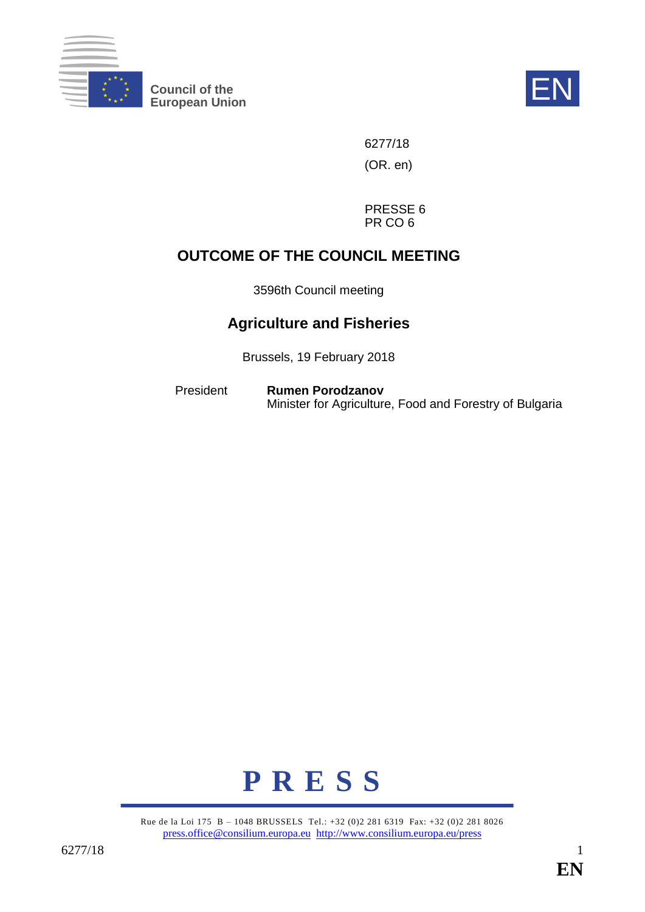Council of the European Union

EN

6277/18

(OR. en)

PRESSE 6
PR CO 6

# OUTCOME OF THE COUNCIL MEETING

3596th Council meeting

## Agriculture and Fisheries

Brussels, 19 February 2018

President **Rumen Porodzanov**
Minister for Agriculture, Food and Forestry of Bulgaria

**P R E S S**

Rue de la Loi 175 B – 1048 BRUSSELS Tel.: +32 (0)2 281 6319 Fax: +32 (0)2 281 8026
press.office@consilium.europa.eu http://www.consilium.europa.eu/press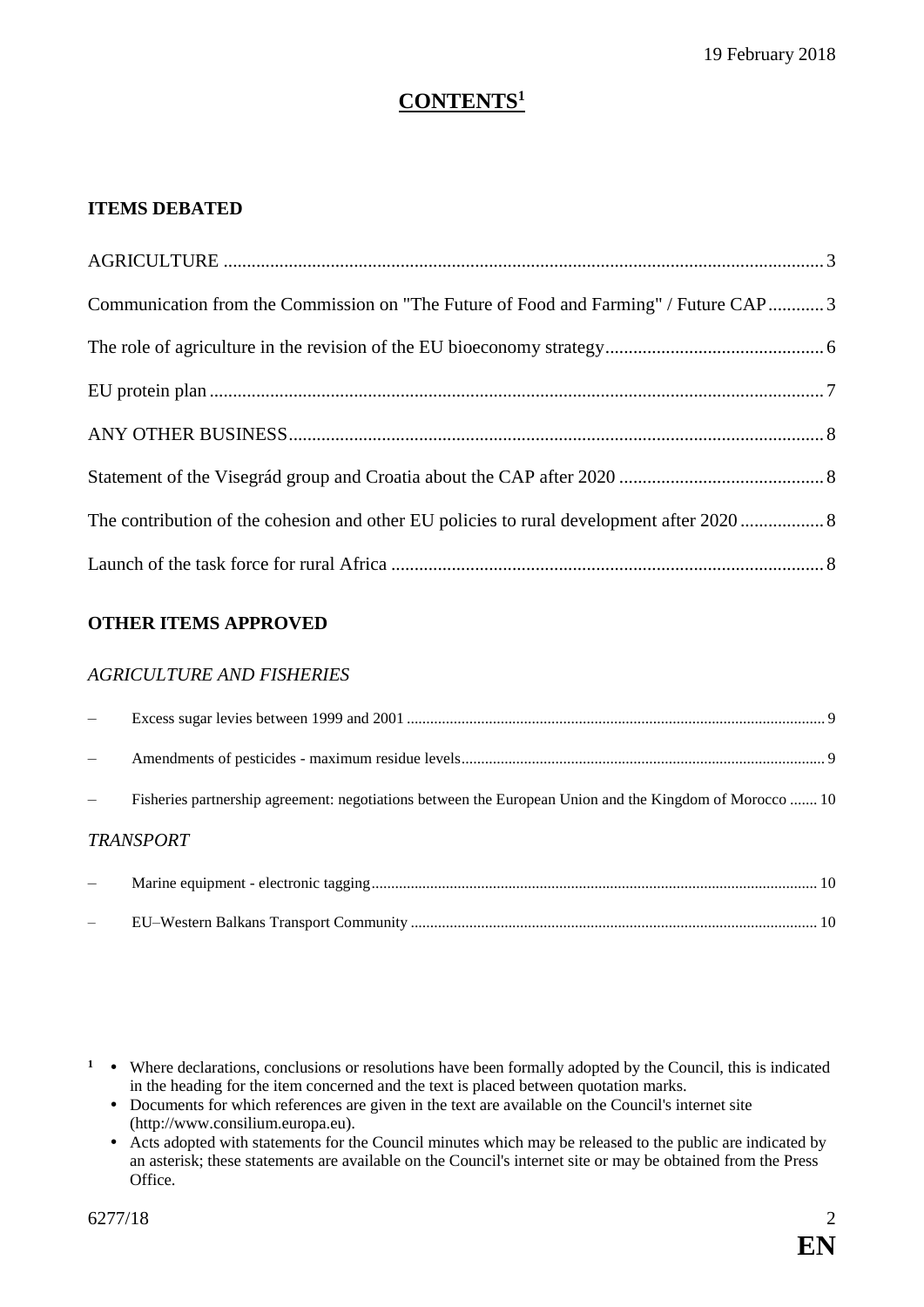19 February 2018

# CONTENTS[1]

## ITEMS DEBATED

AGRICULTURE ... 3

Communication from the Commission on "The Future of Food and Farming" / Future CAP ... 3

The role of agriculture in the revision of the EU bioeconomy strategy ... 6

EU protein plan ... 7

ANY OTHER BUSINESS ... 8

Statement of the Visegrád group and Croatia about the CAP after 2020 ... 8

The contribution of the cohesion and other EU policies to rural development after 2020 ... 8

Launch of the task force for rural Africa ... 8

## OTHER ITEMS APPROVED

*AGRICULTURE AND FISHERIES*

– Excess sugar levies between 1999 and 2001 ... 9

– Amendments of pesticides - maximum residue levels ... 9

– Fisheries partnership agreement: negotiations between the European Union and the Kingdom of Morocco ... 10

*TRANSPORT*

– Marine equipment - electronic tagging ... 10

– EU–Western Balkans Transport Community ... 10

---

[1]
- Where declarations, conclusions or resolutions have been formally adopted by the Council, this is indicated in the heading for the item concerned and the text is placed between quotation marks.
- Documents for which references are given in the text are available on the Council's internet site (http://www.consilium.europa.eu).
- Acts adopted with statements for the Council minutes which may be released to the public are indicated by an asterisk; these statements are available on the Council's internet site or may be obtained from the Press Office.

6277/18

EN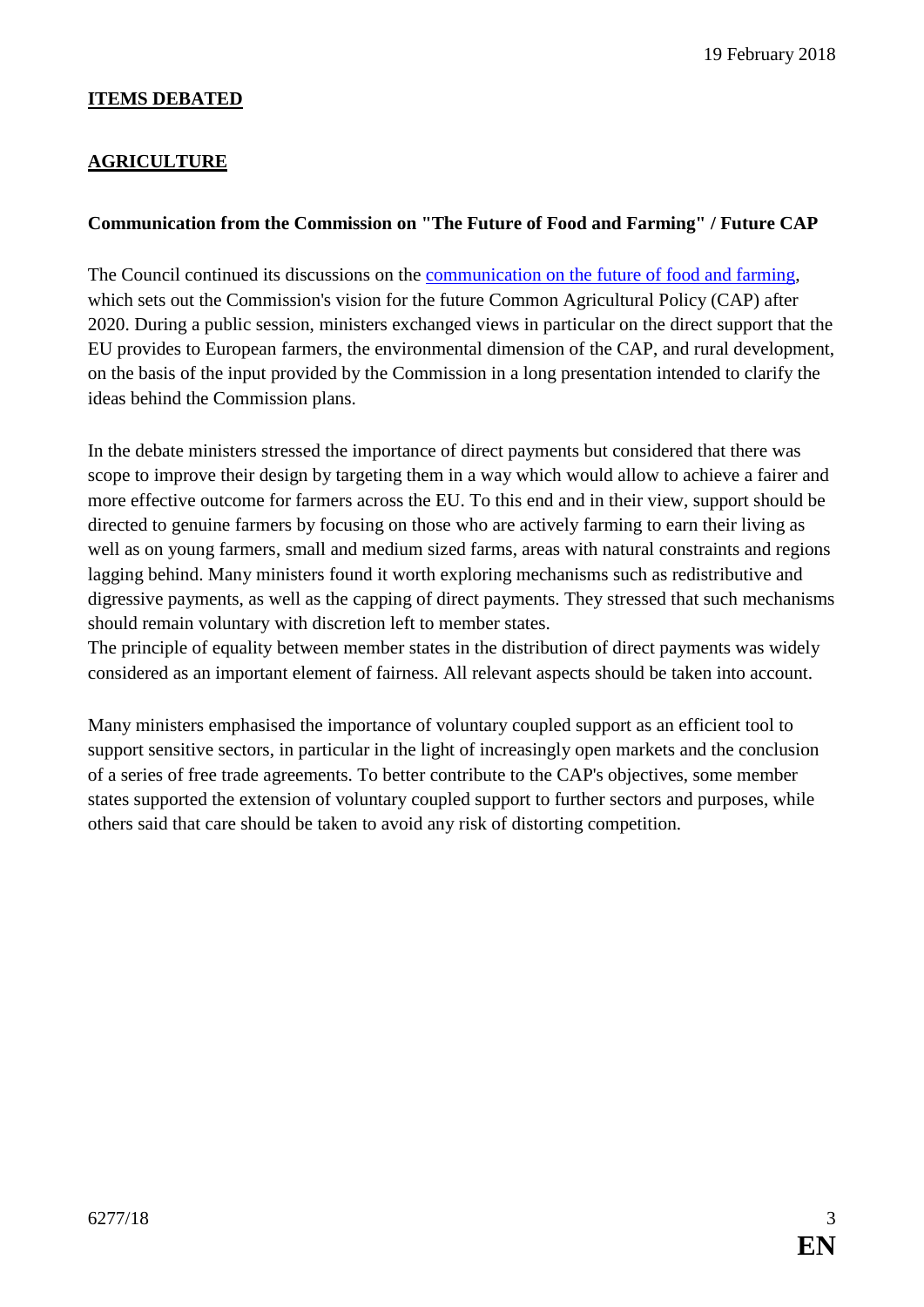19 February 2018

## ITEMS DEBATED

## AGRICULTURE

### Communication from the Commission on "The Future of Food and Farming" / Future CAP

The Council continued its discussions on the communication on the future of food and farming, which sets out the Commission's vision for the future Common Agricultural Policy (CAP) after 2020. During a public session, ministers exchanged views in particular on the direct support that the EU provides to European farmers, the environmental dimension of the CAP, and rural development, on the basis of the input provided by the Commission in a long presentation intended to clarify the ideas behind the Commission plans.

In the debate ministers stressed the importance of direct payments but considered that there was scope to improve their design by targeting them in a way which would allow to achieve a fairer and more effective outcome for farmers across the EU. To this end and in their view, support should be directed to genuine farmers by focusing on those who are actively farming to earn their living as well as on young farmers, small and medium sized farms, areas with natural constraints and regions lagging behind. Many ministers found it worth exploring mechanisms such as redistributive and digressive payments, as well as the capping of direct payments. They stressed that such mechanisms should remain voluntary with discretion left to member states.

The principle of equality between member states in the distribution of direct payments was widely considered as an important element of fairness. All relevant aspects should be taken into account.

Many ministers emphasised the importance of voluntary coupled support as an efficient tool to support sensitive sectors, in particular in the light of increasingly open markets and the conclusion of a series of free trade agreements. To better contribute to the CAP's objectives, some member states supported the extension of voluntary coupled support to further sectors and purposes, while others said that care should be taken to avoid any risk of distorting competition.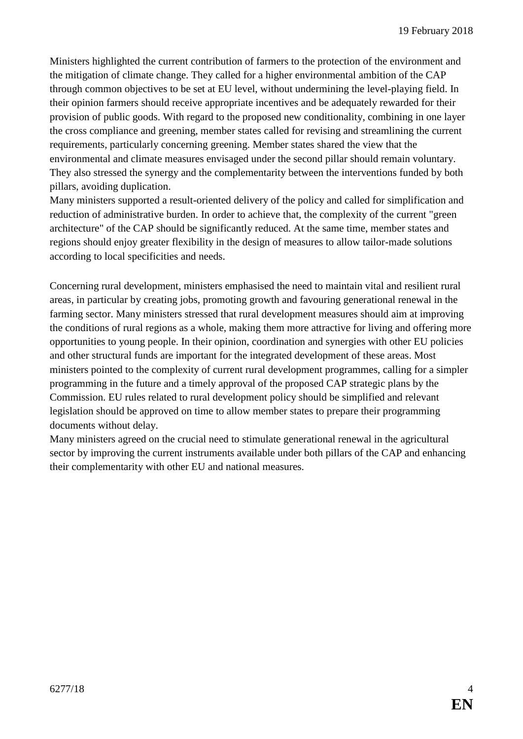Ministers highlighted the current contribution of farmers to the protection of the environment and the mitigation of climate change. They called for a higher environmental ambition of the CAP through common objectives to be set at EU level, without undermining the level-playing field. In their opinion farmers should receive appropriate incentives and be adequately rewarded for their provision of public goods. With regard to the proposed new conditionality, combining in one layer the cross compliance and greening, member states called for revising and streamlining the current requirements, particularly concerning greening. Member states shared the view that the environmental and climate measures envisaged under the second pillar should remain voluntary. They also stressed the synergy and the complementarity between the interventions funded by both pillars, avoiding duplication.

Many ministers supported a result-oriented delivery of the policy and called for simplification and reduction of administrative burden. In order to achieve that, the complexity of the current "green architecture" of the CAP should be significantly reduced. At the same time, member states and regions should enjoy greater flexibility in the design of measures to allow tailor-made solutions according to local specificities and needs.

Concerning rural development, ministers emphasised the need to maintain vital and resilient rural areas, in particular by creating jobs, promoting growth and favouring generational renewal in the farming sector. Many ministers stressed that rural development measures should aim at improving the conditions of rural regions as a whole, making them more attractive for living and offering more opportunities to young people. In their opinion, coordination and synergies with other EU policies and other structural funds are important for the integrated development of these areas. Most ministers pointed to the complexity of current rural development programmes, calling for a simpler programming in the future and a timely approval of the proposed CAP strategic plans by the Commission. EU rules related to rural development policy should be simplified and relevant legislation should be approved on time to allow member states to prepare their programming documents without delay.

Many ministers agreed on the crucial need to stimulate generational renewal in the agricultural sector by improving the current instruments available under both pillars of the CAP and enhancing their complementarity with other EU and national measures.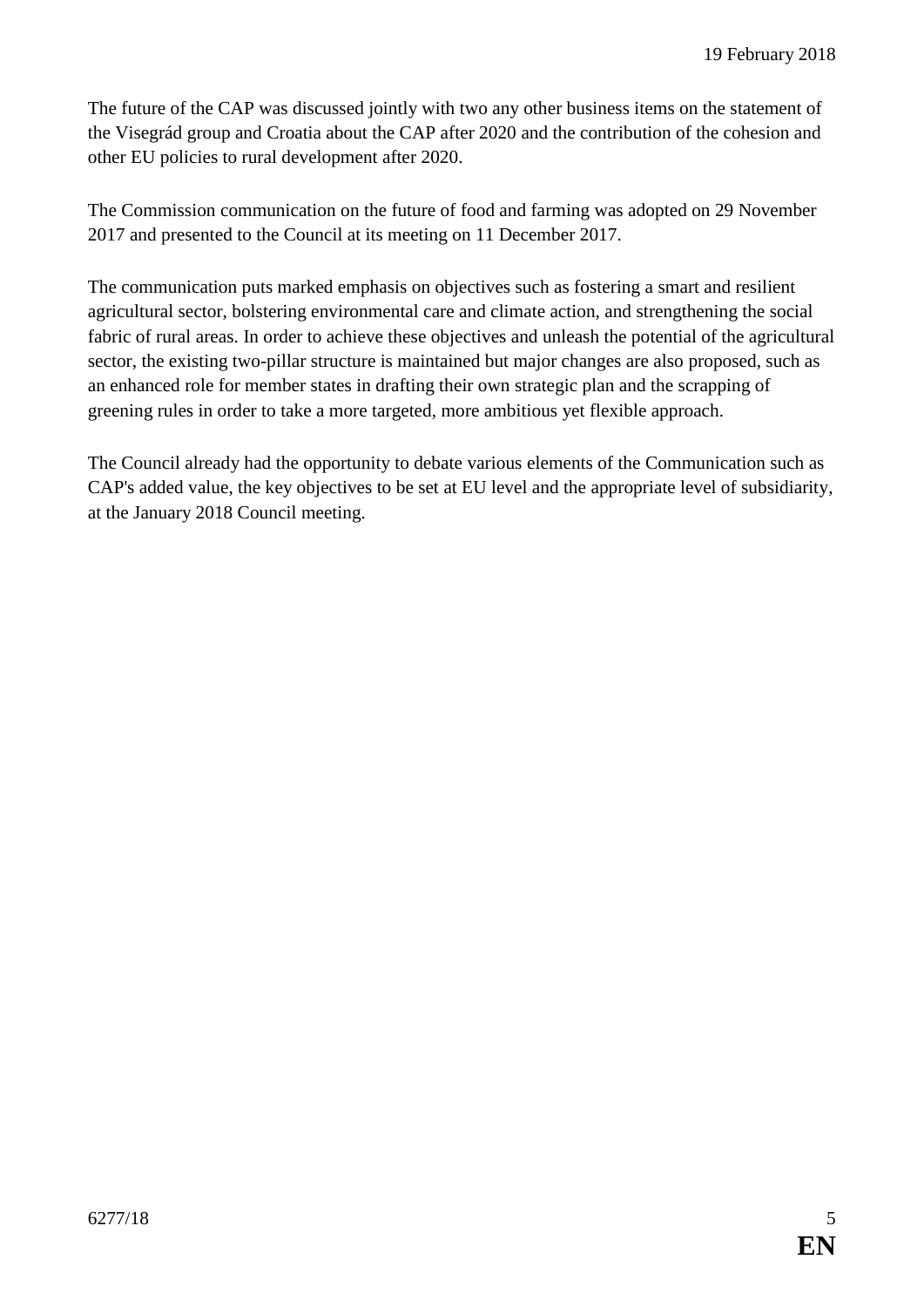The future of the CAP was discussed jointly with two any other business items on the statement of the Visegrád group and Croatia about the CAP after 2020 and the contribution of the cohesion and other EU policies to rural development after 2020.

The Commission communication on the future of food and farming was adopted on 29 November 2017 and presented to the Council at its meeting on 11 December 2017.

The communication puts marked emphasis on objectives such as fostering a smart and resilient agricultural sector, bolstering environmental care and climate action, and strengthening the social fabric of rural areas. In order to achieve these objectives and unleash the potential of the agricultural sector, the existing two-pillar structure is maintained but major changes are also proposed, such as an enhanced role for member states in drafting their own strategic plan and the scrapping of greening rules in order to take a more targeted, more ambitious yet flexible approach.

The Council already had the opportunity to debate various elements of the Communication such as CAP's added value, the key objectives to be set at EU level and the appropriate level of subsidiarity, at the January 2018 Council meeting.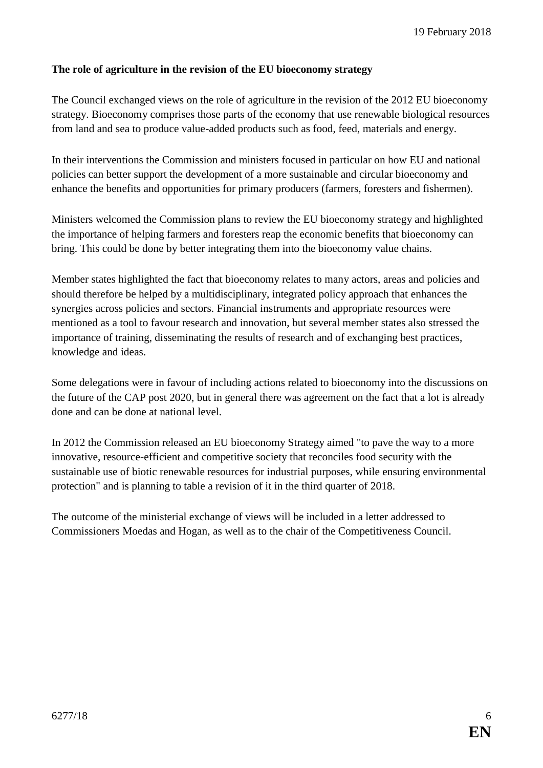**The role of agriculture in the revision of the EU bioeconomy strategy**

The Council exchanged views on the role of agriculture in the revision of the 2012 EU bioeconomy strategy. Bioeconomy comprises those parts of the economy that use renewable biological resources from land and sea to produce value-added products such as food, feed, materials and energy.

In their interventions the Commission and ministers focused in particular on how EU and national policies can better support the development of a more sustainable and circular bioeconomy and enhance the benefits and opportunities for primary producers (farmers, foresters and fishermen).

Ministers welcomed the Commission plans to review the EU bioeconomy strategy and highlighted the importance of helping farmers and foresters reap the economic benefits that bioeconomy can bring. This could be done by better integrating them into the bioeconomy value chains.

Member states highlighted the fact that bioeconomy relates to many actors, areas and policies and should therefore be helped by a multidisciplinary, integrated policy approach that enhances the synergies across policies and sectors. Financial instruments and appropriate resources were mentioned as a tool to favour research and innovation, but several member states also stressed the importance of training, disseminating the results of research and of exchanging best practices, knowledge and ideas.

Some delegations were in favour of including actions related to bioeconomy into the discussions on the future of the CAP post 2020, but in general there was agreement on the fact that a lot is already done and can be done at national level.

In 2012 the Commission released an EU bioeconomy Strategy aimed "to pave the way to a more innovative, resource-efficient and competitive society that reconciles food security with the sustainable use of biotic renewable resources for industrial purposes, while ensuring environmental protection" and is planning to table a revision of it in the third quarter of 2018.

The outcome of the ministerial exchange of views will be included in a letter addressed to Commissioners Moedas and Hogan, as well as to the chair of the Competitiveness Council.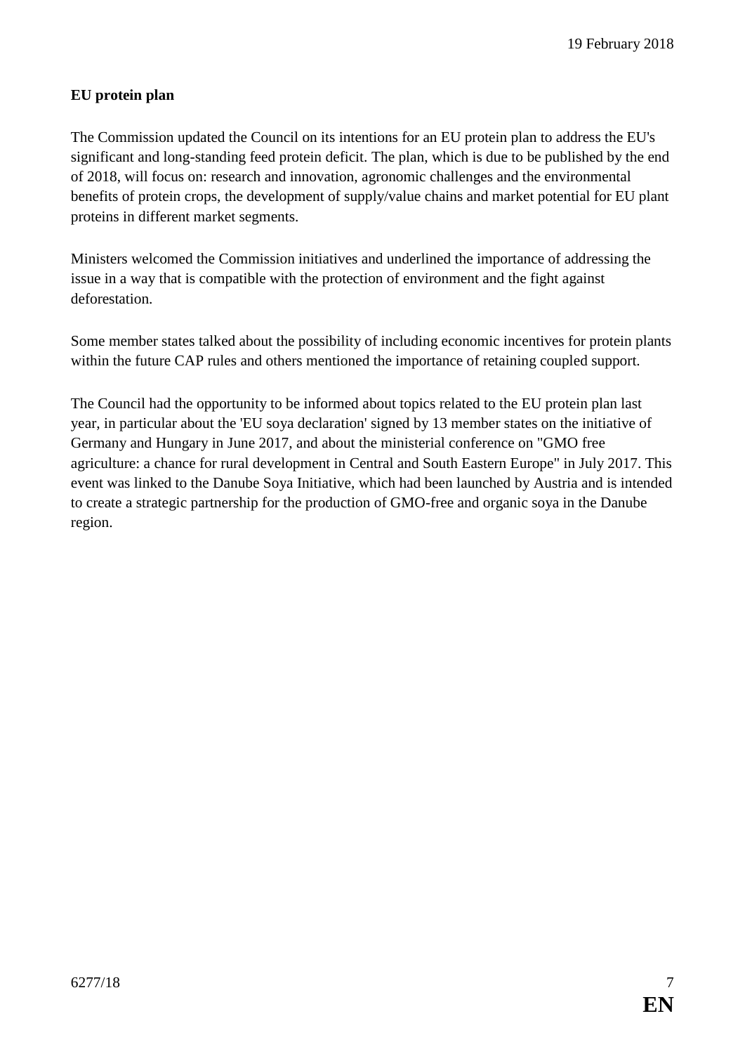## EU protein plan

The Commission updated the Council on its intentions for an EU protein plan to address the EU's significant and long-standing feed protein deficit. The plan, which is due to be published by the end of 2018, will focus on: research and innovation, agronomic challenges and the environmental benefits of protein crops, the development of supply/value chains and market potential for EU plant proteins in different market segments.

Ministers welcomed the Commission initiatives and underlined the importance of addressing the issue in a way that is compatible with the protection of environment and the fight against deforestation.

Some member states talked about the possibility of including economic incentives for protein plants within the future CAP rules and others mentioned the importance of retaining coupled support.

The Council had the opportunity to be informed about topics related to the EU protein plan last year, in particular about the 'EU soya declaration' signed by 13 member states on the initiative of Germany and Hungary in June 2017, and about the ministerial conference on "GMO free agriculture: a chance for rural development in Central and South Eastern Europe" in July 2017. This event was linked to the Danube Soya Initiative, which had been launched by Austria and is intended to create a strategic partnership for the production of GMO-free and organic soya in the Danube region.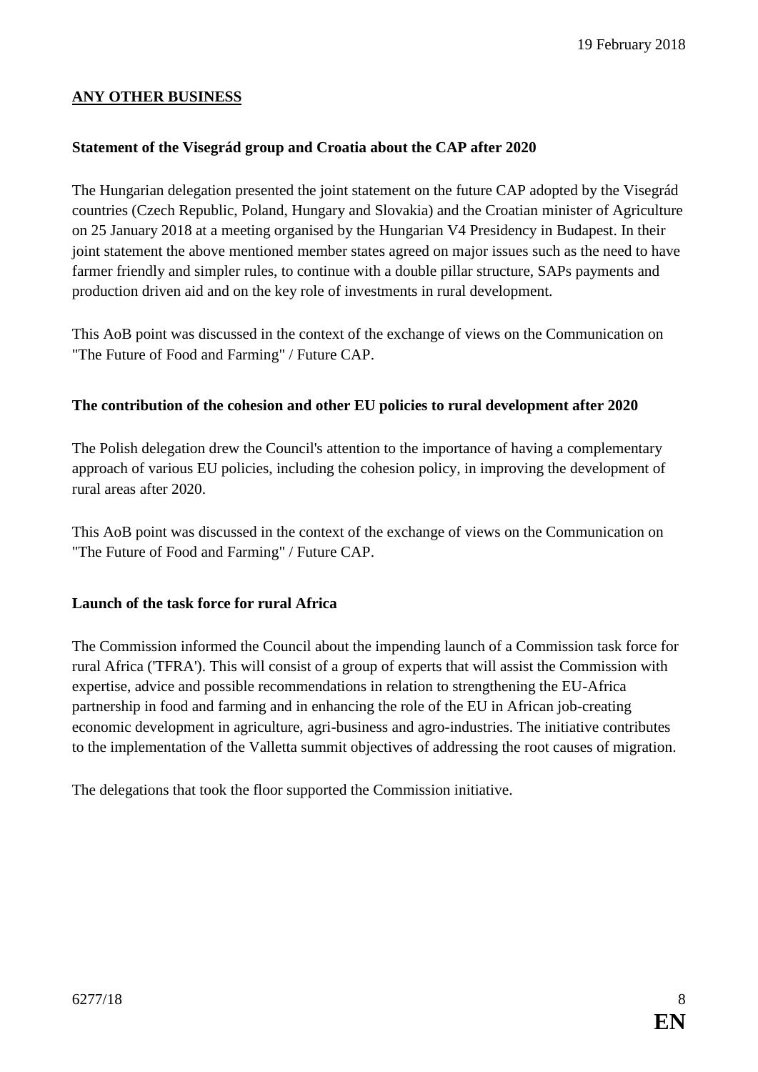19 February 2018

## ANY OTHER BUSINESS

### Statement of the Visegrád group and Croatia about the CAP after 2020

The Hungarian delegation presented the joint statement on the future CAP adopted by the Visegrád countries (Czech Republic, Poland, Hungary and Slovakia) and the Croatian minister of Agriculture on 25 January 2018 at a meeting organised by the Hungarian V4 Presidency in Budapest. In their joint statement the above mentioned member states agreed on major issues such as the need to have farmer friendly and simpler rules, to continue with a double pillar structure, SAPs payments and production driven aid and on the key role of investments in rural development.

This AoB point was discussed in the context of the exchange of views on the Communication on "The Future of Food and Farming" / Future CAP.

### The contribution of the cohesion and other EU policies to rural development after 2020

The Polish delegation drew the Council's attention to the importance of having a complementary approach of various EU policies, including the cohesion policy, in improving the development of rural areas after 2020.

This AoB point was discussed in the context of the exchange of views on the Communication on "The Future of Food and Farming" / Future CAP.

### Launch of the task force for rural Africa

The Commission informed the Council about the impending launch of a Commission task force for rural Africa ('TFRA'). This will consist of a group of experts that will assist the Commission with expertise, advice and possible recommendations in relation to strengthening the EU-Africa partnership in food and farming and in enhancing the role of the EU in African job-creating economic development in agriculture, agri-business and agro-industries. The initiative contributes to the implementation of the Valletta summit objectives of addressing the root causes of migration.

The delegations that took the floor supported the Commission initiative.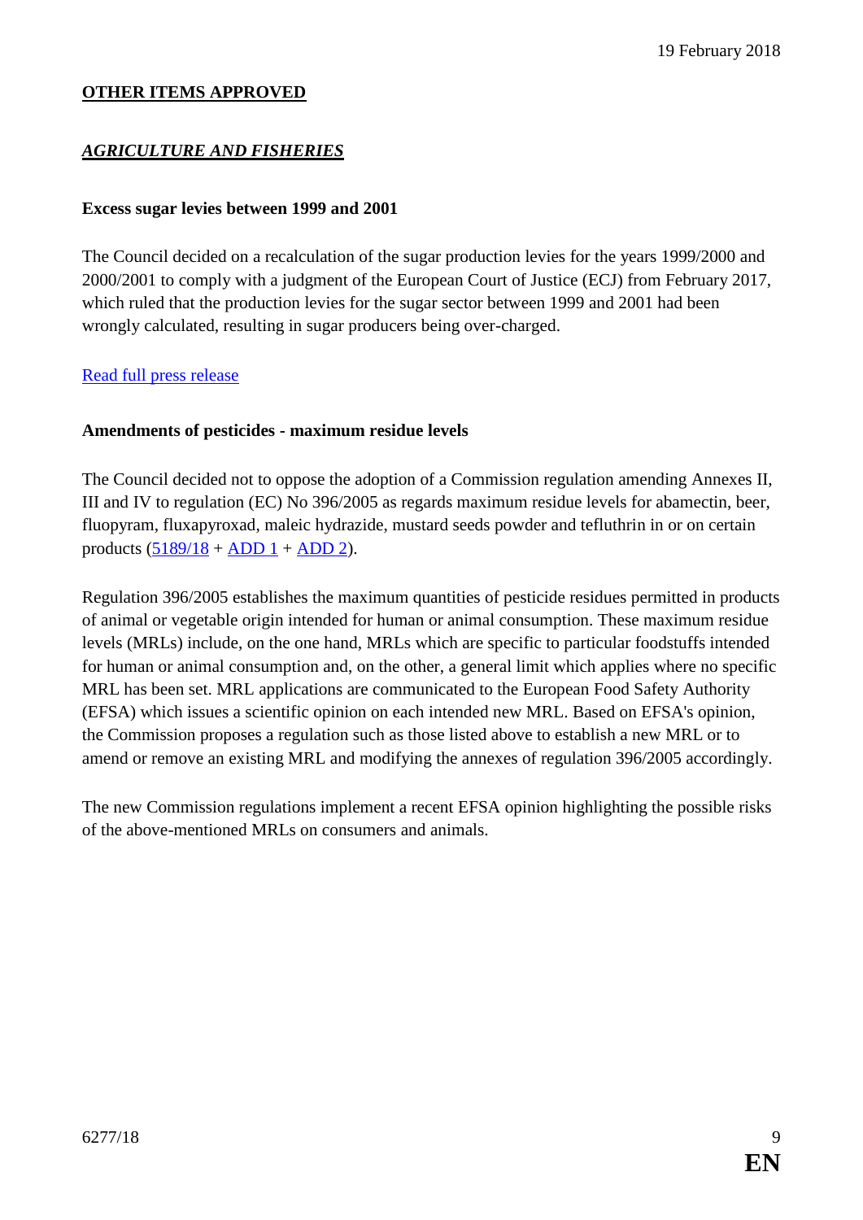## OTHER ITEMS APPROVED

### *AGRICULTURE AND FISHERIES*

**Excess sugar levies between 1999 and 2001**

The Council decided on a recalculation of the sugar production levies for the years 1999/2000 and 2000/2001 to comply with a judgment of the European Court of Justice (ECJ) from February 2017, which ruled that the production levies for the sugar sector between 1999 and 2001 had been wrongly calculated, resulting in sugar producers being over-charged.

Read full press release

**Amendments of pesticides - maximum residue levels**

The Council decided not to oppose the adoption of a Commission regulation amending Annexes II, III and IV to regulation (EC) No 396/2005 as regards maximum residue levels for abamectin, beer, fluopyram, fluxapyroxad, maleic hydrazide, mustard seeds powder and tefluthrin in or on certain products (5189/18 + ADD 1 + ADD 2).

Regulation 396/2005 establishes the maximum quantities of pesticide residues permitted in products of animal or vegetable origin intended for human or animal consumption. These maximum residue levels (MRLs) include, on the one hand, MRLs which are specific to particular foodstuffs intended for human or animal consumption and, on the other, a general limit which applies where no specific MRL has been set. MRL applications are communicated to the European Food Safety Authority (EFSA) which issues a scientific opinion on each intended new MRL. Based on EFSA's opinion, the Commission proposes a regulation such as those listed above to establish a new MRL or to amend or remove an existing MRL and modifying the annexes of regulation 396/2005 accordingly.

The new Commission regulations implement a recent EFSA opinion highlighting the possible risks of the above-mentioned MRLs on consumers and animals.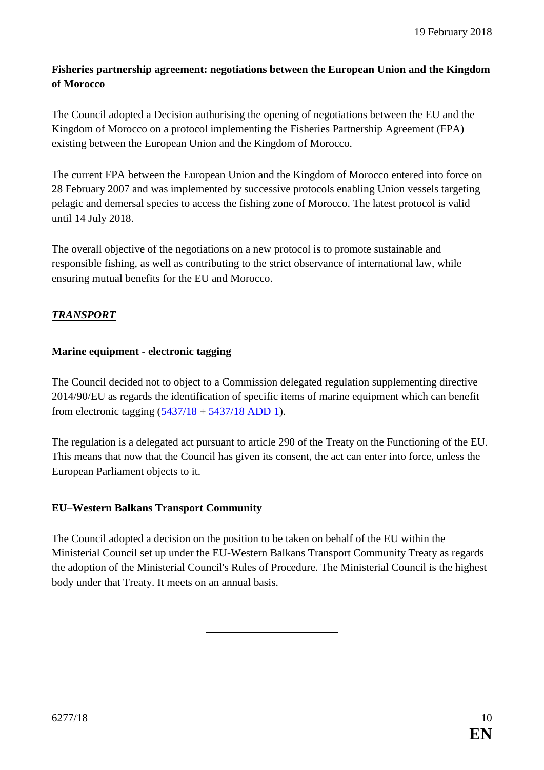**Fisheries partnership agreement: negotiations between the European Union and the Kingdom of Morocco**

The Council adopted a Decision authorising the opening of negotiations between the EU and the Kingdom of Morocco on a protocol implementing the Fisheries Partnership Agreement (FPA) existing between the European Union and the Kingdom of Morocco.

The current FPA between the European Union and the Kingdom of Morocco entered into force on 28 February 2007 and was implemented by successive protocols enabling Union vessels targeting pelagic and demersal species to access the fishing zone of Morocco. The latest protocol is valid until 14 July 2018.

The overall objective of the negotiations on a new protocol is to promote sustainable and responsible fishing, as well as contributing to the strict observance of international law, while ensuring mutual benefits for the EU and Morocco.

## ***TRANSPORT***

**Marine equipment - electronic tagging**

The Council decided not to object to a Commission delegated regulation supplementing directive 2014/90/EU as regards the identification of specific items of marine equipment which can benefit from electronic tagging (5437/18 + 5437/18 ADD 1).

The regulation is a delegated act pursuant to article 290 of the Treaty on the Functioning of the EU. This means that now that the Council has given its consent, the act can enter into force, unless the European Parliament objects to it.

**EU–Western Balkans Transport Community**

The Council adopted a decision on the position to be taken on behalf of the EU within the Ministerial Council set up under the EU-Western Balkans Transport Community Treaty as regards the adoption of the Ministerial Council's Rules of Procedure. The Ministerial Council is the highest body under that Treaty. It meets on an annual basis.

---